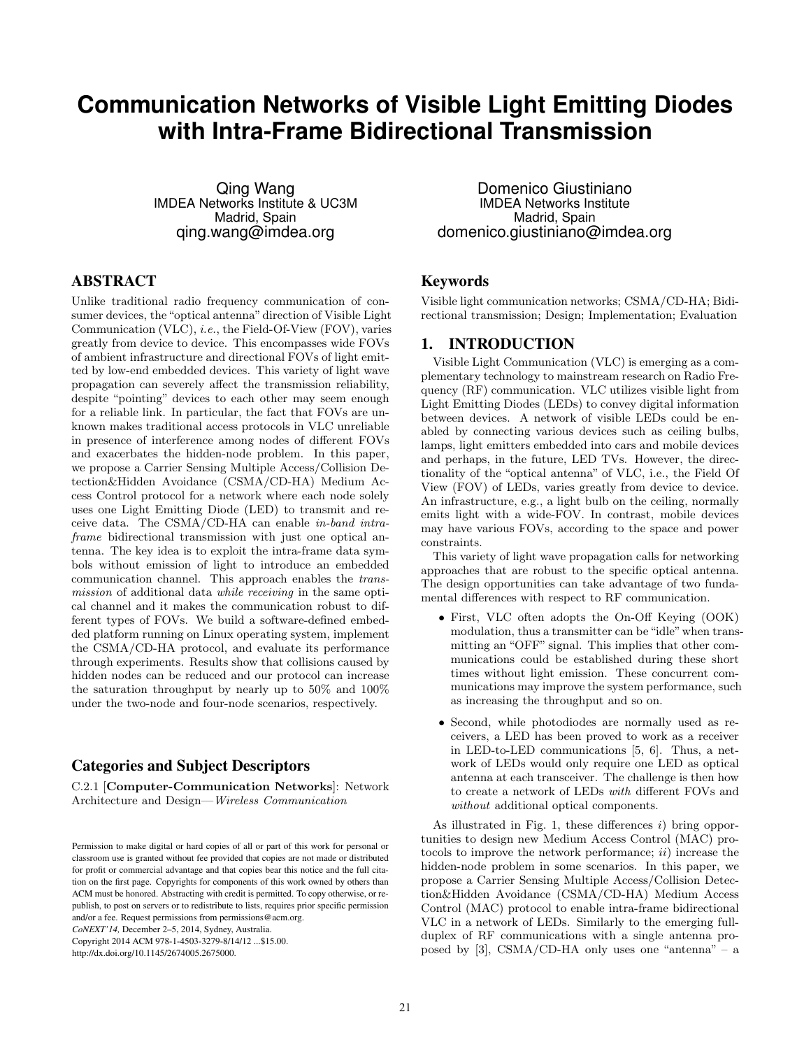# Communication Networks of Visible Light Emitting Diodes with Intra-Frame Bidirectional Transmission

Qing Wang
IMDEA Networks Institute & UC3M
Madrid, Spain
qing.wang@imdea.org

Domenico Giustiniano
IMDEA Networks Institute
Madrid, Spain
domenico.giustiniano@imdea.org

## ABSTRACT

Unlike traditional radio frequency communication of consumer devices, the "optical antenna" direction of Visible Light Communication (VLC), *i.e.*, the Field-Of-View (FOV), varies greatly from device to device. This encompasses wide FOVs of ambient infrastructure and directional FOVs of light emitted by low-end embedded devices. This variety of light wave propagation can severely affect the transmission reliability, despite "pointing" devices to each other may seem enough for a reliable link. In particular, the fact that FOVs are unknown makes traditional access protocols in VLC unreliable in presence of interference among nodes of different FOVs and exacerbates the hidden-node problem. In this paper, we propose a Carrier Sensing Multiple Access/Collision Detection&Hidden Avoidance (CSMA/CD-HA) Medium Access Control protocol for a network where each node solely uses one Light Emitting Diode (LED) to transmit and receive data. The CSMA/CD-HA can enable *in-band intra-frame* bidirectional transmission with just one optical antenna. The key idea is to exploit the intra-frame data symbols without emission of light to introduce an embedded communication channel. This approach enables the *transmission* of additional data *while receiving* in the same optical channel and it makes the communication robust to different types of FOVs. We build a software-defined embedded platform running on Linux operating system, implement the CSMA/CD-HA protocol, and evaluate its performance through experiments. Results show that collisions caused by hidden nodes can be reduced and our protocol can increase the saturation throughput by nearly up to 50% and 100% under the two-node and four-node scenarios, respectively.

## Categories and Subject Descriptors

C.2.1 [**Computer-Communication Networks**]: Network Architecture and Design—*Wireless Communication*

Permission to make digital or hard copies of all or part of this work for personal or classroom use is granted without fee provided that copies are not made or distributed for profit or commercial advantage and that copies bear this notice and the full citation on the first page. Copyrights for components of this work owned by others than ACM must be honored. Abstracting with credit is permitted. To copy otherwise, or republish, to post on servers or to redistribute to lists, requires prior specific permission and/or a fee. Request permissions from permissions@acm.org.
*CoNEXT'14,* December 2–5, 2014, Sydney, Australia.
Copyright 2014 ACM 978-1-4503-3279-8/14/12 ...$15.00.
http://dx.doi.org/10.1145/2674005.2675000.

## Keywords

Visible light communication networks; CSMA/CD-HA; Bidirectional transmission; Design; Implementation; Evaluation

## 1. INTRODUCTION

Visible Light Communication (VLC) is emerging as a complementary technology to mainstream research on Radio Frequency (RF) communication. VLC utilizes visible light from Light Emitting Diodes (LEDs) to convey digital information between devices. A network of visible LEDs could be enabled by connecting various devices such as ceiling bulbs, lamps, light emitters embedded into cars and mobile devices and perhaps, in the future, LED TVs. However, the directionality of the "optical antenna" of VLC, i.e., the Field Of View (FOV) of LEDs, varies greatly from device to device. An infrastructure, e.g., a light bulb on the ceiling, normally emits light with a wide-FOV. In contrast, mobile devices may have various FOVs, according to the space and power constraints.

This variety of light wave propagation calls for networking approaches that are robust to the specific optical antenna. The design opportunities can take advantage of two fundamental differences with respect to RF communication.

- First, VLC often adopts the On-Off Keying (OOK) modulation, thus a transmitter can be "idle" when transmitting an "OFF" signal. This implies that other communications could be established during these short times without light emission. These concurrent communications may improve the system performance, such as increasing the throughput and so on.
- Second, while photodiodes are normally used as receivers, a LED has been proved to work as a receiver in LED-to-LED communications [5, 6]. Thus, a network of LEDs would only require one LED as optical antenna at each transceiver. The challenge is then how to create a network of LEDs *with* different FOVs and *without* additional optical components.

As illustrated in Fig. 1, these differences *i*) bring opportunities to design new Medium Access Control (MAC) protocols to improve the network performance; *ii*) increase the hidden-node problem in some scenarios. In this paper, we propose a Carrier Sensing Multiple Access/Collision Detection&Hidden Avoidance (CSMA/CD-HA) Medium Access Control (MAC) protocol to enable intra-frame bidirectional VLC in a network of LEDs. Similarly to the emerging full-duplex of RF communications with a single antenna proposed by [3], CSMA/CD-HA only uses one "antenna" – a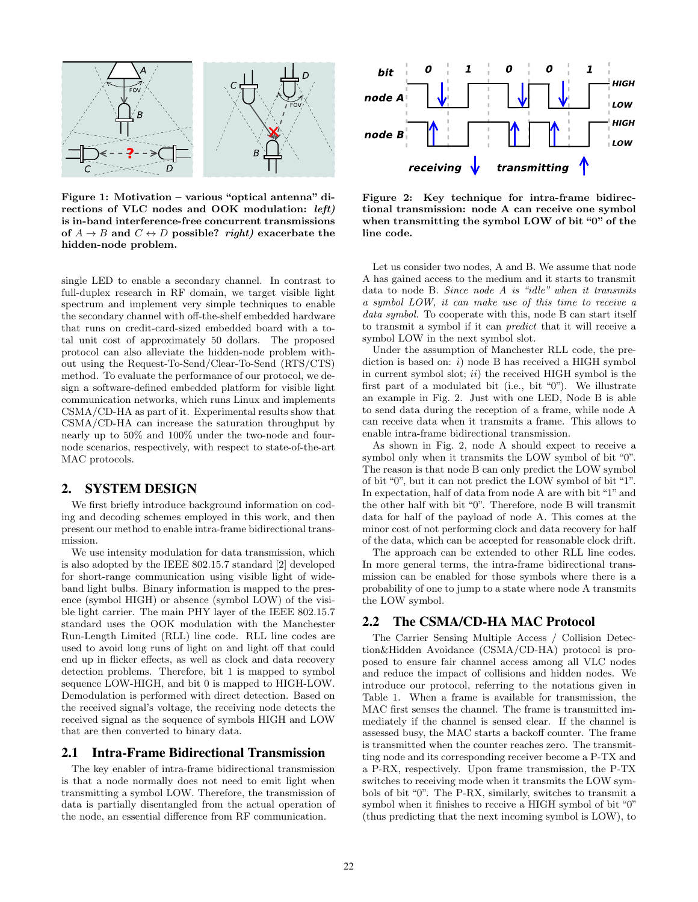**Figure 1: Motivation – various "optical antenna" directions of VLC nodes and OOK modulation:** ***left)*** **is in-band interference-free concurrent transmissions of $A \rightarrow B$ and $C \leftrightarrow D$ possible?** ***right)*** **exacerbate the hidden-node problem.**

single LED to enable a secondary channel. In contrast to full-duplex research in RF domain, we target visible light spectrum and implement very simple techniques to enable the secondary channel with off-the-shelf embedded hardware that runs on credit-card-sized embedded board with a total unit cost of approximately 50 dollars. The proposed protocol can also alleviate the hidden-node problem without using the Request-To-Send/Clear-To-Send (RTS/CTS) method. To evaluate the performance of our protocol, we design a software-defined embedded platform for visible light communication networks, which runs Linux and implements CSMA/CD-HA as part of it. Experimental results show that CSMA/CD-HA can increase the saturation throughput by nearly up to 50% and 100% under the two-node and four-node scenarios, respectively, with respect to state-of-the-art MAC protocols.

## 2. SYSTEM DESIGN

We first briefly introduce background information on coding and decoding schemes employed in this work, and then present our method to enable intra-frame bidirectional transmission.

We use intensity modulation for data transmission, which is also adopted by the IEEE 802.15.7 standard [2] developed for short-range communication using visible light of wideband light bulbs. Binary information is mapped to the presence (symbol HIGH) or absence (symbol LOW) of the visible light carrier. The main PHY layer of the IEEE 802.15.7 standard uses the OOK modulation with the Manchester Run-Length Limited (RLL) line code. RLL line codes are used to avoid long runs of light on and light off that could end up in flicker effects, as well as clock and data recovery detection problems. Therefore, bit 1 is mapped to symbol sequence LOW-HIGH, and bit 0 is mapped to HIGH-LOW. Demodulation is performed with direct detection. Based on the received signal's voltage, the receiving node detects the received signal as the sequence of symbols HIGH and LOW that are then converted to binary data.

### 2.1 Intra-Frame Bidirectional Transmission

The key enabler of intra-frame bidirectional transmission is that a node normally does not need to emit light when transmitting a symbol LOW. Therefore, the transmission of data is partially disentangled from the actual operation of the node, an essential difference from RF communication.

**Figure 2: Key technique for intra-frame bidirectional transmission: node A can receive one symbol when transmitting the symbol LOW of bit "0" of the line code.**

Let us consider two nodes, A and B. We assume that node A has gained access to the medium and it starts to transmit data to node B. *Since node A is "idle" when it transmits a symbol LOW, it can make use of this time to receive a data symbol.* To cooperate with this, node B can start itself to transmit a symbol if it can *predict* that it will receive a symbol LOW in the next symbol slot.

Under the assumption of Manchester RLL code, the prediction is based on: *i)* node B has received a HIGH symbol in current symbol slot; *ii)* the received HIGH symbol is the first part of a modulated bit (i.e., bit "0"). We illustrate an example in Fig. 2. Just with one LED, Node B is able to send data during the reception of a frame, while node A can receive data when it transmits a frame. This allows to enable intra-frame bidirectional transmission.

As shown in Fig. 2, node A should expect to receive a symbol only when it transmits the LOW symbol of bit "0". The reason is that node B can only predict the LOW symbol of bit "0", but it can not predict the LOW symbol of bit "1". In expectation, half of data from node A are with bit "1" and the other half with bit "0". Therefore, node B will transmit data for half of the payload of node A. This comes at the minor cost of not performing clock and data recovery for half of the data, which can be accepted for reasonable clock drift.

The approach can be extended to other RLL line codes. In more general terms, the intra-frame bidirectional transmission can be enabled for those symbols where there is a probability of one to jump to a state where node A transmits the LOW symbol.

### 2.2 The CSMA/CD-HA MAC Protocol

The Carrier Sensing Multiple Access / Collision Detection&Hidden Avoidance (CSMA/CD-HA) protocol is proposed to ensure fair channel access among all VLC nodes and reduce the impact of collisions and hidden nodes. We introduce our protocol, referring to the notations given in Table 1. When a frame is available for transmission, the MAC first senses the channel. The frame is transmitted immediately if the channel is sensed clear. If the channel is assessed busy, the MAC starts a backoff counter. The frame is transmitted when the counter reaches zero. The transmitting node and its corresponding receiver become a P-TX and a P-RX, respectively. Upon frame transmission, the P-TX switches to receiving mode when it transmits the LOW symbols of bit "0". The P-RX, similarly, switches to transmit a symbol when it finishes to receive a HIGH symbol of bit "0" (thus predicting that the next incoming symbol is LOW), to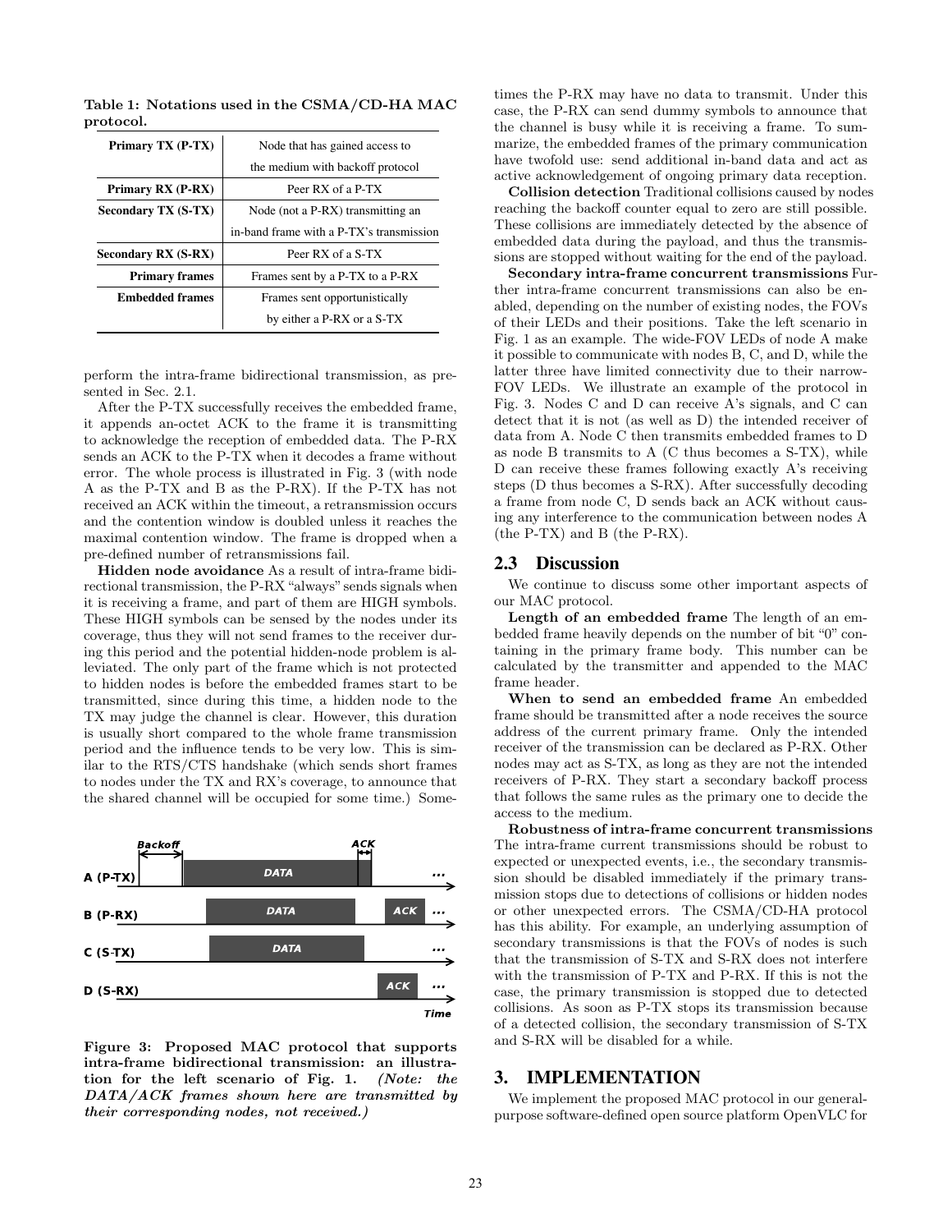Table 1: Notations used in the CSMA/CD-HA MAC protocol.

| | |
|---|---|
| **Primary TX (P-TX)** | Node that has gained access to the medium with backoff protocol |
| **Primary RX (P-RX)** | Peer RX of a P-TX |
| **Secondary TX (S-TX)** | Node (not a P-RX) transmitting an in-band frame with a P-TX's transmission |
| **Secondary RX (S-RX)** | Peer RX of a S-TX |
| **Primary frames** | Frames sent by a P-TX to a P-RX |
| **Embedded frames** | Frames sent opportunistically by either a P-RX or a S-TX |

perform the intra-frame bidirectional transmission, as presented in Sec. 2.1.

After the P-TX successfully receives the embedded frame, it appends an-octet ACK to the frame it is transmitting to acknowledge the reception of embedded data. The P-RX sends an ACK to the P-TX when it decodes a frame without error. The whole process is illustrated in Fig. 3 (with node A as the P-TX and B as the P-RX). If the P-TX has not received an ACK within the timeout, a retransmission occurs and the contention window is doubled unless it reaches the maximal contention window. The frame is dropped when a pre-defined number of retransmissions fail.

**Hidden node avoidance** As a result of intra-frame bidirectional transmission, the P-RX "always" sends signals when it is receiving a frame, and part of them are HIGH symbols. These HIGH symbols can be sensed by the nodes under its coverage, thus they will not send frames to the receiver during this period and the potential hidden-node problem is alleviated. The only part of the frame which is not protected to hidden nodes is before the embedded frames start to be transmitted, since during this time, a hidden node to the TX may judge the channel is clear. However, this duration is usually short compared to the whole frame transmission period and the influence tends to be very low. This is similar to the RTS/CTS handshake (which sends short frames to nodes under the TX and RX's coverage, to announce that the shared channel will be occupied for some time.) Sometimes the P-RX may have no data to transmit. Under this case, the P-RX can send dummy symbols to announce that the channel is busy while it is receiving a frame. To summarize, the embedded frames of the primary communication have twofold use: send additional in-band data and act as active acknowledgement of ongoing primary data reception.

**Collision detection** Traditional collisions caused by nodes reaching the backoff counter equal to zero are still possible. These collisions are immediately detected by the absence of embedded data during the payload, and thus the transmissions are stopped without waiting for the end of the payload.

**Secondary intra-frame concurrent transmissions** Further intra-frame concurrent transmissions can also be enabled, depending on the number of existing nodes, the FOVs of their LEDs and their positions. Take the left scenario in Fig. 1 as an example. The wide-FOV LEDs of node A make it possible to communicate with nodes B, C, and D, while the latter three have limited connectivity due to their narrow-FOV LEDs. We illustrate an example of the protocol in Fig. 3. Nodes C and D can receive A's signals, and C can detect that it is not (as well as D) the intended receiver of data from A. Node C then transmits embedded frames to D as node B transmits to A (C thus becomes a S-TX), while D can receive these frames following exactly A's receiving steps (D thus becomes a S-RX). After successfully decoding a frame from node C, D sends back an ACK without causing any interference to the communication between nodes A (the P-TX) and B (the P-RX).

Figure 3: Proposed MAC protocol that supports intra-frame bidirectional transmission: an illustration for the left scenario of Fig. 1. *(Note: the DATA/ACK frames shown here are transmitted by their corresponding nodes, not received.)*

## 2.3 Discussion

We continue to discuss some other important aspects of our MAC protocol.

**Length of an embedded frame** The length of an embedded frame heavily depends on the number of bit "0" containing in the primary frame body. This number can be calculated by the transmitter and appended to the MAC frame header.

**When to send an embedded frame** An embedded frame should be transmitted after a node receives the source address of the current primary frame. Only the intended receiver of the transmission can be declared as P-RX. Other nodes may act as S-TX, as long as they are not the intended receivers of P-RX. They start a secondary backoff process that follows the same rules as the primary one to decide the access to the medium.

**Robustness of intra-frame concurrent transmissions** The intra-frame current transmissions should be robust to expected or unexpected events, i.e., the secondary transmission should be disabled immediately if the primary transmission stops due to detections of collisions or hidden nodes or other unexpected errors. The CSMA/CD-HA protocol has this ability. For example, an underlying assumption of secondary transmissions is that the FOVs of nodes is such that the transmission of S-TX and S-RX does not interfere with the transmission of P-TX and P-RX. If this is not the case, the primary transmission is stopped due to detected collisions. As soon as P-TX stops its transmission because of a detected collision, the secondary transmission of S-TX and S-RX will be disabled for a while.

# 3. IMPLEMENTATION

We implement the proposed MAC protocol in our general-purpose software-defined open source platform OpenVLC for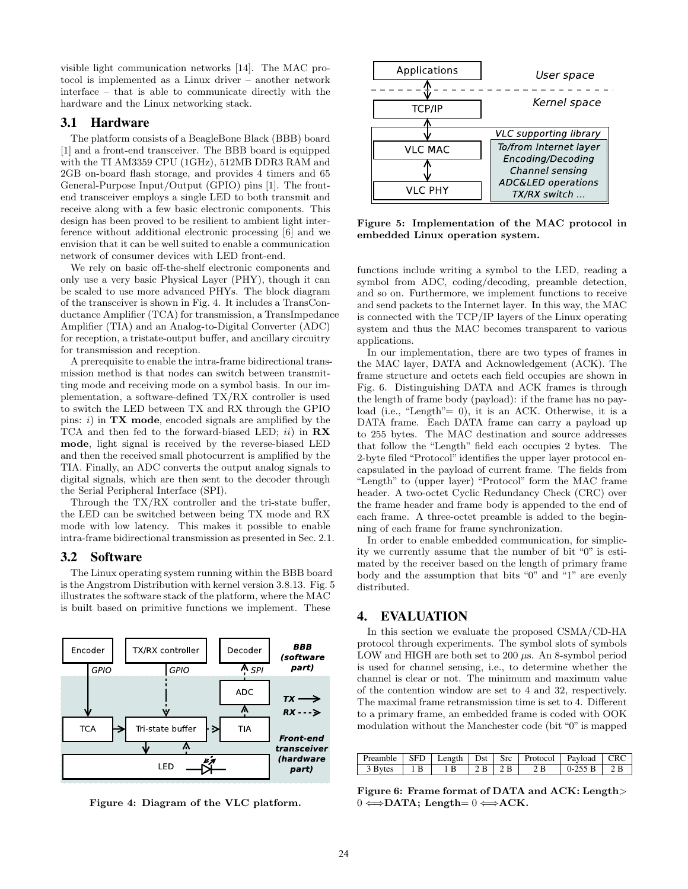visible light communication networks [14]. The MAC protocol is implemented as a Linux driver – another network interface – that is able to communicate directly with the hardware and the Linux networking stack.

## 3.1 Hardware

The platform consists of a BeagleBone Black (BBB) board [1] and a front-end transceiver. The BBB board is equipped with the TI AM3359 CPU (1GHz), 512MB DDR3 RAM and 2GB on-board flash storage, and provides 4 timers and 65 General-Purpose Input/Output (GPIO) pins [1]. The front-end transceiver employs a single LED to both transmit and receive along with a few basic electronic components. This design has been proved to be resilient to ambient light interference without additional electronic processing [6] and we envision that it can be well suited to enable a communication network of consumer devices with LED front-end.

We rely on basic off-the-shelf electronic components and only use a very basic Physical Layer (PHY), though it can be scaled to use more advanced PHYs. The block diagram of the transceiver is shown in Fig. 4. It includes a TransConductance Amplifier (TCA) for transmission, a TransImpedance Amplifier (TIA) and an Analog-to-Digital Converter (ADC) for reception, a tristate-output buffer, and ancillary circuitry for transmission and reception.

A prerequisite to enable the intra-frame bidirectional transmission method is that nodes can switch between transmitting mode and receiving mode on a symbol basis. In our implementation, a software-defined TX/RX controller is used to switch the LED between TX and RX through the GPIO pins: *i)* in **TX mode**, encoded signals are amplified by the TCA and then fed to the forward-biased LED; *ii)* in **RX mode**, light signal is received by the reverse-biased LED and then the received small photocurrent is amplified by the TIA. Finally, an ADC converts the output analog signals to digital signals, which are then sent to the decoder through the Serial Peripheral Interface (SPI).

Through the TX/RX controller and the tri-state buffer, the LED can be switched between being TX mode and RX mode with low latency. This makes it possible to enable intra-frame bidirectional transmission as presented in Sec. 2.1.

## 3.2 Software

The Linux operating system running within the BBB board is the Angstrom Distribution with kernel version 3.8.13. Fig. 5 illustrates the software stack of the platform, where the MAC is built based on primitive functions we implement. These functions include writing a symbol to the LED, reading a symbol from ADC, coding/decoding, preamble detection, and so on. Furthermore, we implement functions to receive and send packets to the Internet layer. In this way, the MAC is connected with the TCP/IP layers of the Linux operating system and thus the MAC becomes transparent to various applications.

**Figure 4: Diagram of the VLC platform.**

**Figure 5: Implementation of the MAC protocol in embedded Linux operation system.**

In our implementation, there are two types of frames in the MAC layer, DATA and Acknowledgement (ACK). The frame structure and octets each field occupies are shown in Fig. 6. Distinguishing DATA and ACK frames is through the length of frame body (payload): if the frame has no payload (i.e., "Length"= 0), it is an ACK. Otherwise, it is a DATA frame. Each DATA frame can carry a payload up to 255 bytes. The MAC destination and source addresses that follow the "Length" field each occupies 2 bytes. The 2-byte filed "Protocol" identifies the upper layer protocol encapsulated in the payload of current frame. The fields from "Length" to (upper layer) "Protocol" form the MAC frame header. A two-octet Cyclic Redundancy Check (CRC) over the frame header and frame body is appended to the end of each frame. A three-octet preamble is added to the beginning of each frame for frame synchronization.

In order to enable embedded communication, for simplicity we currently assume that the number of bit "0" is estimated by the receiver based on the length of primary frame body and the assumption that bits "0" and "1" are evenly distributed.

# 4. EVALUATION

In this section we evaluate the proposed CSMA/CD-HA protocol through experiments. The symbol slots of symbols LOW and HIGH are both set to 200 $\mu$s. An 8-symbol period is used for channel sensing, i.e., to determine whether the channel is clear or not. The minimum and maximum value of the contention window are set to 4 and 32, respectively. The maximal frame retransmission time is set to 4. Different to a primary frame, an embedded frame is coded with OOK modulation without the Manchester code (bit "0" is mapped

| Preamble | SFD | Length | Dst | Src | Protocol | Payload | CRC |
|---|---|---|---|---|---|---|---|
| 3 Bytes | 1 B | 1 B | 2 B | 2 B | 2 B | 0-255 B | 2 B |

**Figure 6: Frame format of DATA and ACK: Length$>0 \Longleftrightarrow$DATA; Length$=0 \Longleftrightarrow$ACK.**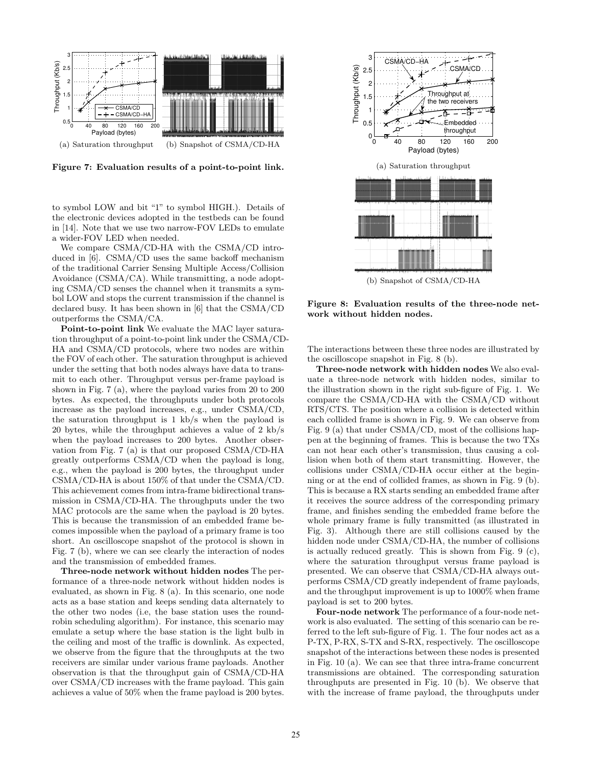(a) Saturation throughput (b) Snapshot of CSMA/CD-HA

**Figure 7: Evaluation results of a point-to-point link.**

to symbol LOW and bit "1" to symbol HIGH.). Details of the electronic devices adopted in the testbeds can be found in [14]. Note that we use two narrow-FOV LEDs to emulate a wider-FOV LED when needed.

We compare CSMA/CD-HA with the CSMA/CD introduced in [6]. CSMA/CD uses the same backoff mechanism of the traditional Carrier Sensing Multiple Access/Collision Avoidance (CSMA/CA). While transmitting, a node adopting CSMA/CD senses the channel when it transmits a symbol LOW and stops the current transmission if the channel is declared busy. It has been shown in [6] that the CSMA/CD outperforms the CSMA/CA.

**Point-to-point link** We evaluate the MAC layer saturation throughput of a point-to-point link under the CSMA/CD-HA and CSMA/CD protocols, where two nodes are within the FOV of each other. The saturation throughput is achieved under the setting that both nodes always have data to transmit to each other. Throughput versus per-frame payload is shown in Fig. 7 (a), where the payload varies from 20 to 200 bytes. As expected, the throughputs under both protocols increase as the payload increases, e.g., under CSMA/CD, the saturation throughput is 1 kb/s when the payload is 20 bytes, while the throughput achieves a value of 2 kb/s when the payload increases to 200 bytes. Another observation from Fig. 7 (a) is that our proposed CSMA/CD-HA greatly outperforms CSMA/CD when the payload is long, e.g., when the payload is 200 bytes, the throughput under CSMA/CD-HA is about 150% of that under the CSMA/CD. This achievement comes from intra-frame bidirectional transmission in CSMA/CD-HA. The throughputs under the two MAC protocols are the same when the payload is 20 bytes. This is because the transmission of an embedded frame becomes impossible when the payload of a primary frame is too short. An oscilloscope snapshot of the protocol is shown in Fig. 7 (b), where we can see clearly the interaction of nodes and the transmission of embedded frames.

**Three-node network without hidden nodes** The performance of a three-node network without hidden nodes is evaluated, as shown in Fig. 8 (a). In this scenario, one node acts as a base station and keeps sending data alternately to the other two nodes (i.e, the base station uses the round-robin scheduling algorithm). For instance, this scenario may emulate a setup where the base station is the light bulb in the ceiling and most of the traffic is downlink. As expected, we observe from the figure that the throughputs at the two receivers are similar under various frame payloads. Another observation is that the throughput gain of CSMA/CD-HA over CSMA/CD increases with the frame payload. This gain achieves a value of 50% when the frame payload is 200 bytes.

(a) Saturation throughput

(b) Snapshot of CSMA/CD-HA

**Figure 8: Evaluation results of the three-node network without hidden nodes.**

The interactions between these three nodes are illustrated by the oscilloscope snapshot in Fig. 8 (b).

**Three-node network with hidden nodes** We also evaluate a three-node network with hidden nodes, similar to the illustration shown in the right sub-figure of Fig. 1. We compare the CSMA/CD-HA with the CSMA/CD without RTS/CTS. The position where a collision is detected within each collided frame is shown in Fig. 9. We can observe from Fig. 9 (a) that under CSMA/CD, most of the collisions happen at the beginning of frames. This is because the two TXs can not hear each other's transmission, thus causing a collision when both of them start transmitting. However, the collisions under CSMA/CD-HA occur either at the beginning or at the end of collided frames, as shown in Fig. 9 (b). This is because a RX starts sending an embedded frame after it receives the source address of the corresponding primary frame, and finishes sending the embedded frame before the whole primary frame is fully transmitted (as illustrated in Fig. 3). Although there are still collisions caused by the hidden node under CSMA/CD-HA, the number of collisions is actually reduced greatly. This is shown from Fig. 9 (c), where the saturation throughput versus frame payload is presented. We can observe that CSMA/CD-HA always outperforms CSMA/CD greatly independent of frame payloads, and the throughput improvement is up to 1000% when frame payload is set to 200 bytes.

**Four-node network** The performance of a four-node network is also evaluated. The setting of this scenario can be referred to the left sub-figure of Fig. 1. The four nodes act as a P-TX, P-RX, S-TX and S-RX, respectively. The oscilloscope snapshot of the interactions between these nodes is presented in Fig. 10 (a). We can see that three intra-frame concurrent transmissions are obtained. The corresponding saturation throughputs are presented in Fig. 10 (b). We observe that with the increase of frame payload, the throughputs under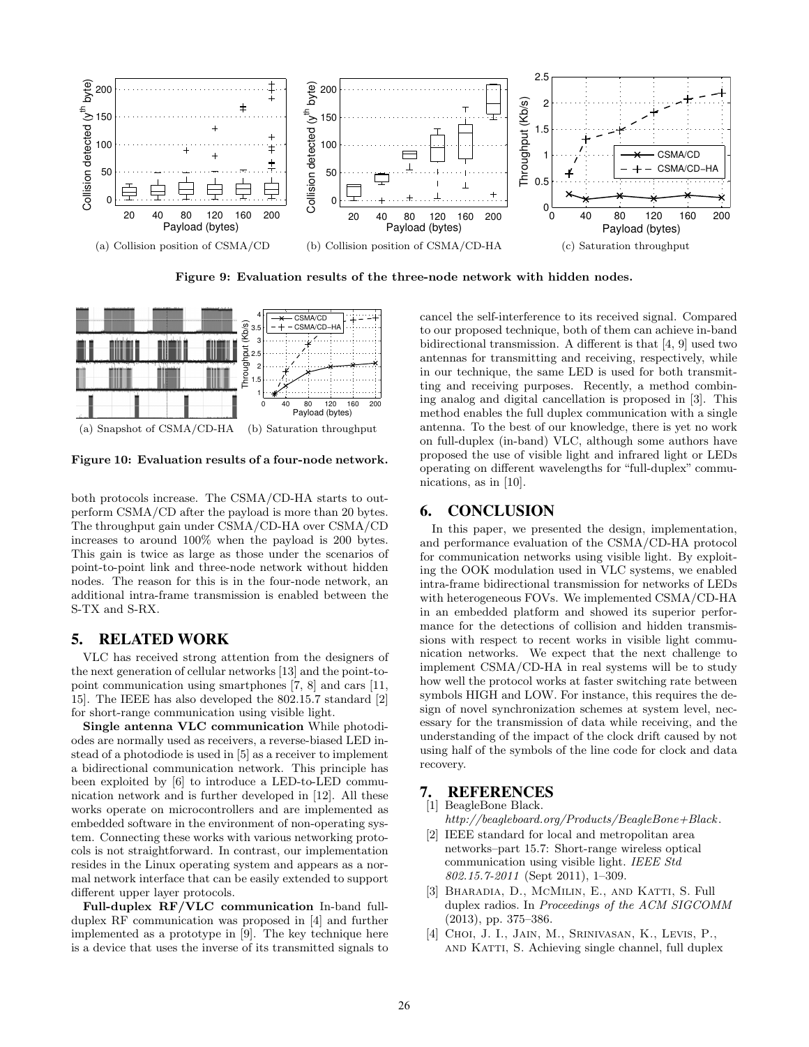(a) Collision position of CSMA/CD (b) Collision position of CSMA/CD-HA (c) Saturation throughput

**Figure 9: Evaluation results of the three-node network with hidden nodes.**

(a) Snapshot of CSMA/CD-HA (b) Saturation throughput

**Figure 10: Evaluation results of a four-node network.**

both protocols increase. The CSMA/CD-HA starts to outperform CSMA/CD after the payload is more than 20 bytes. The throughput gain under CSMA/CD-HA over CSMA/CD increases to around 100% when the payload is 200 bytes. This gain is twice as large as those under the scenarios of point-to-point link and three-node network without hidden nodes. The reason for this is in the four-node network, an additional intra-frame transmission is enabled between the S-TX and S-RX.

## 5. RELATED WORK

VLC has received strong attention from the designers of the next generation of cellular networks [13] and the point-to-point communication using smartphones [7, 8] and cars [11, 15]. The IEEE has also developed the 802.15.7 standard [2] for short-range communication using visible light.

**Single antenna VLC communication** While photodiodes are normally used as receivers, a reverse-biased LED instead of a photodiode is used in [5] as a receiver to implement a bidirectional communication network. This principle has been exploited by [6] to introduce a LED-to-LED communication network and is further developed in [12]. All these works operate on microcontrollers and are implemented as embedded software in the environment of non-operating system. Connecting these works with various networking protocols is not straightforward. In contrast, our implementation resides in the Linux operating system and appears as a normal network interface that can be easily extended to support different upper layer protocols.

**Full-duplex RF/VLC communication** In-band full-duplex RF communication was proposed in [4] and further implemented as a prototype in [9]. The key technique here is a device that uses the inverse of its transmitted signals to cancel the self-interference to its received signal. Compared to our proposed technique, both of them can achieve in-band bidirectional transmission. A different is that [4, 9] used two antennas for transmitting and receiving, respectively, while in our technique, the same LED is used for both transmitting and receiving purposes. Recently, a method combining analog and digital cancellation is proposed in [3]. This method enables the full duplex communication with a single antenna. To the best of our knowledge, there is yet no work on full-duplex (in-band) VLC, although some authors have proposed the use of visible light and infrared light or LEDs operating on different wavelengths for "full-duplex" communications, as in [10].

## 6. CONCLUSION

In this paper, we presented the design, implementation, and performance evaluation of the CSMA/CD-HA protocol for communication networks using visible light. By exploiting the OOK modulation used in VLC systems, we enabled intra-frame bidirectional transmission for networks of LEDs with heterogeneous FOVs. We implemented CSMA/CD-HA in an embedded platform and showed its superior performance for the detections of collision and hidden transmissions with respect to recent works in visible light communication networks. We expect that the next challenge to implement CSMA/CD-HA in real systems will be to study how well the protocol works at faster switching rate between symbols HIGH and LOW. For instance, this requires the design of novel synchronization schemes at system level, necessary for the transmission of data while receiving, and the understanding of the impact of the clock drift caused by not using half of the symbols of the line code for clock and data recovery.

## 7. REFERENCES

[1] BeagleBone Black. *http://beagleboard.org/Products/BeagleBone+Black.*

[2] IEEE standard for local and metropolitan area networks–part 15.7: Short-range wireless optical communication using visible light. *IEEE Std 802.15.7-2011* (Sept 2011), 1–309.

[3] Bharadia, D., McMilin, E., and Katti, S. Full duplex radios. In *Proceedings of the ACM SIGCOMM* (2013), pp. 375–386.

[4] Choi, J. I., Jain, M., Srinivasan, K., Levis, P., and Katti, S. Achieving single channel, full duplex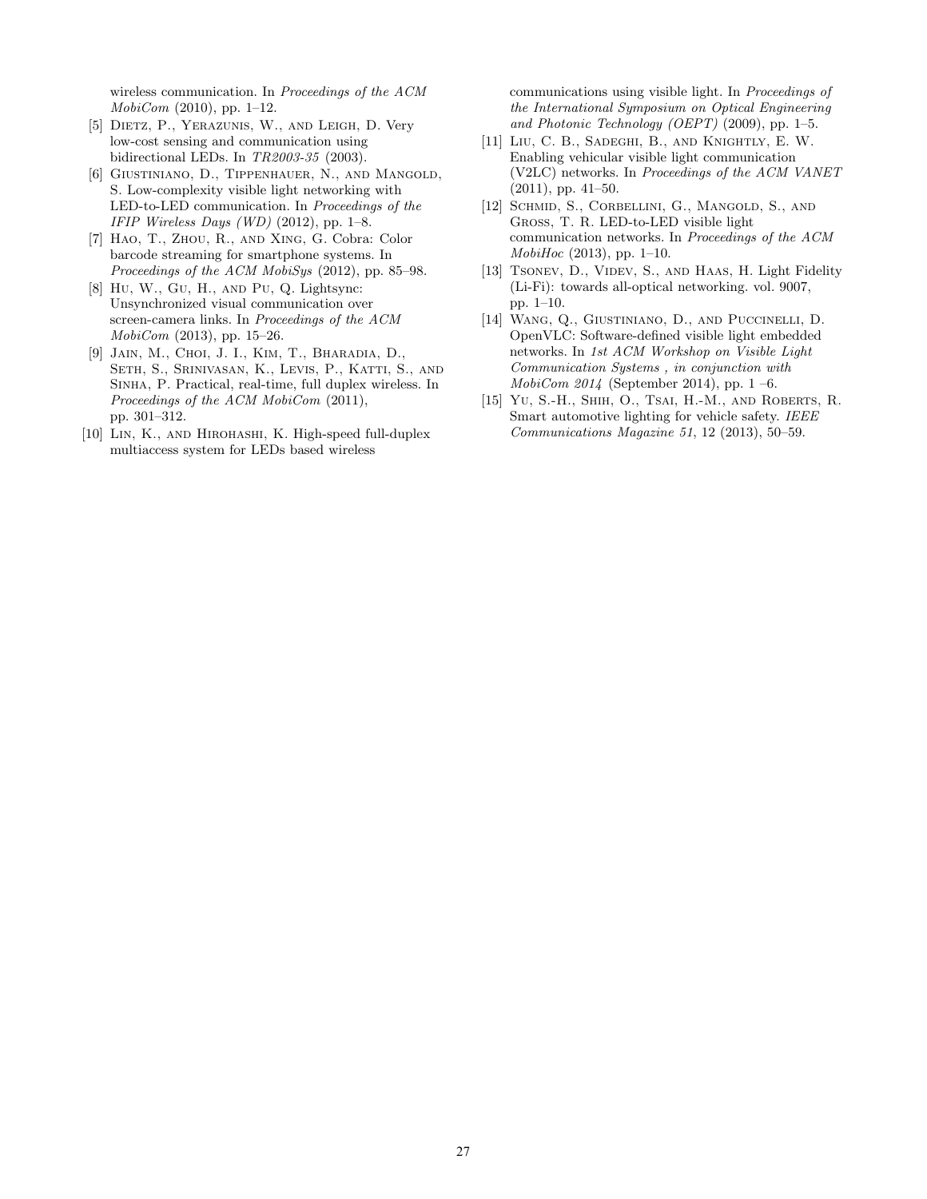wireless communication. In *Proceedings of the ACM MobiCom* (2010), pp. 1–12.

[5] Dietz, P., Yerazunis, W., and Leigh, D. Very low-cost sensing and communication using bidirectional LEDs. In *TR2003-35* (2003).

[6] Giustiniano, D., Tippenhauer, N., and Mangold, S. Low-complexity visible light networking with LED-to-LED communication. In *Proceedings of the IFIP Wireless Days (WD)* (2012), pp. 1–8.

[7] Hao, T., Zhou, R., and Xing, G. Cobra: Color barcode streaming for smartphone systems. In *Proceedings of the ACM MobiSys* (2012), pp. 85–98.

[8] Hu, W., Gu, H., and Pu, Q. Lightsync: Unsynchronized visual communication over screen-camera links. In *Proceedings of the ACM MobiCom* (2013), pp. 15–26.

[9] Jain, M., Choi, J. I., Kim, T., Bharadia, D., Seth, S., Srinivasan, K., Levis, P., Katti, S., and Sinha, P. Practical, real-time, full duplex wireless. In *Proceedings of the ACM MobiCom* (2011), pp. 301–312.

[10] Lin, K., and Hirohashi, K. High-speed full-duplex multiaccess system for LEDs based wireless communications using visible light. In *Proceedings of the International Symposium on Optical Engineering and Photonic Technology (OEPT)* (2009), pp. 1–5.

[11] Liu, C. B., Sadeghi, B., and Knightly, E. W. Enabling vehicular visible light communication (V2LC) networks. In *Proceedings of the ACM VANET* (2011), pp. 41–50.

[12] Schmid, S., Corbellini, G., Mangold, S., and Gross, T. R. LED-to-LED visible light communication networks. In *Proceedings of the ACM MobiHoc* (2013), pp. 1–10.

[13] Tsonev, D., Videv, S., and Haas, H. Light Fidelity (Li-Fi): towards all-optical networking. vol. 9007, pp. 1–10.

[14] Wang, Q., Giustiniano, D., and Puccinelli, D. OpenVLC: Software-defined visible light embedded networks. In *1st ACM Workshop on Visible Light Communication Systems , in conjunction with MobiCom 2014* (September 2014), pp. 1 –6.

[15] Yu, S.-H., Shih, O., Tsai, H.-M., and Roberts, R. Smart automotive lighting for vehicle safety. *IEEE Communications Magazine 51*, 12 (2013), 50–59.